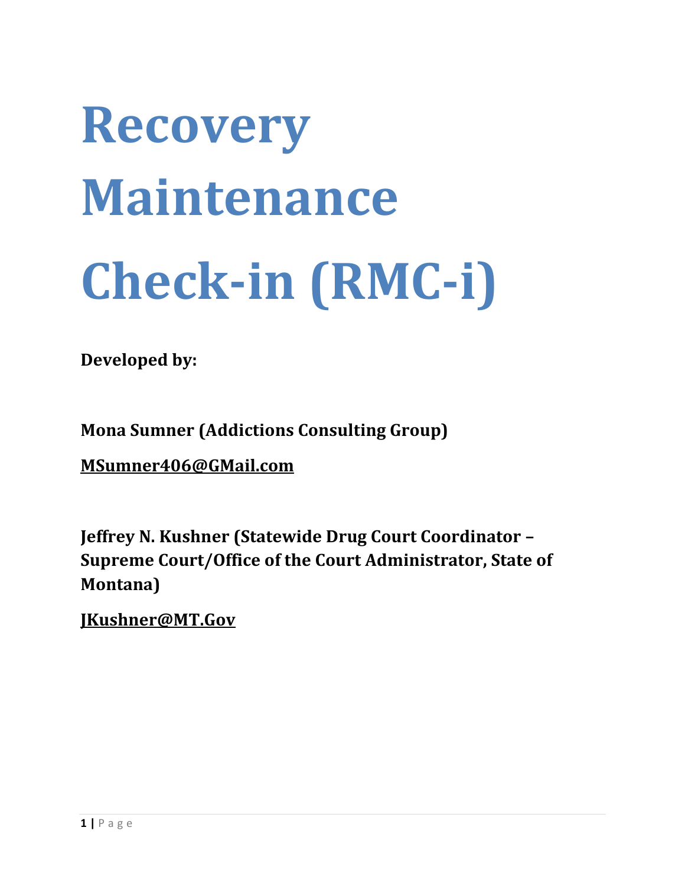# Recovery Maintenance Check-in (RMC-i)

**Developed by:**

**Mona Sumner (Addictions Consulting Group)**

**MSumner406@GMail.com**

**Jeffrey N. Kushner (Statewide Drug Court Coordinator – Supreme Court/Office of the Court Administrator, State of Montana)**

**JKushner@MT.Gov**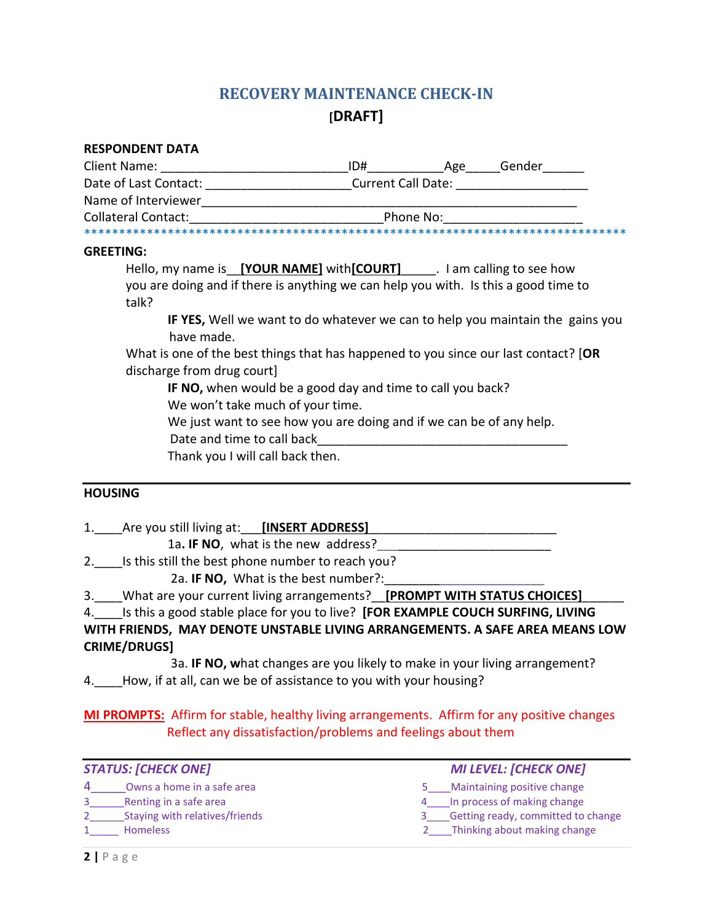# RECOVERY MAINTENANCE CHECK-IN

**[DRAFT]**

**RESPONDENT DATA**

Client Name: ___________________________ID#___________Age_____Gender______

Date of Last Contact: _____________________Current Call Date: ___________________

Name of Interviewer_____________________________________________________

Collateral Contact:___________________________Phone No:___________________

*******************************************************************************

**GREETING:**

Hello, my name is__**[YOUR NAME]** with**[COURT]**_____. I am calling to see how you are doing and if there is anything we can help you with. Is this a good time to talk?

**IF YES,** Well we want to do whatever we can to help you maintain the gains you have made.

What is one of the best things that has happened to you since our last contact? [**OR** discharge from drug court]

**IF NO,** when would be a good day and time to call you back?
We won't take much of your time.
We just want to see how you are doing and if we can be of any help.
Date and time to call back____________________________________
Thank you I will call back then.

---

**HOUSING**

1.____Are you still living at:___**[INSERT ADDRESS]**___________________________

1a**. IF NO**, what is the new address?________________________

2.____Is this still the best phone number to reach you?

2a. **IF NO,** What is the best number?:________________________

3.____What are your current living arrangements?__**[PROMPT WITH STATUS CHOICES]**______

4.____Is this a good stable place for you to live? **[FOR EXAMPLE COUCH SURFING, LIVING WITH FRIENDS, MAY DENOTE UNSTABLE LIVING ARRANGEMENTS. A SAFE AREA MEANS LOW CRIME/DRUGS]**

3a. **IF NO, w**hat changes are you likely to make in your living arrangement?

4.____How, if at all, can we be of assistance to you with your housing?

**MI PROMPTS:** Affirm for stable, healthy living arrangements. Affirm for any positive changes Reflect any dissatisfaction/problems and feelings about them

---

| *STATUS: [CHECK ONE]* | *MI LEVEL: [CHECK ONE]* |
|---|---|
| 4______Owns a home in a safe area | 5____Maintaining positive change |
| 3______Renting in a safe area | 4____In process of making change |
| 2______Staying with relatives/friends | 3____Getting ready, committed to change |
| 1______ Homeless | 2____Thinking about making change |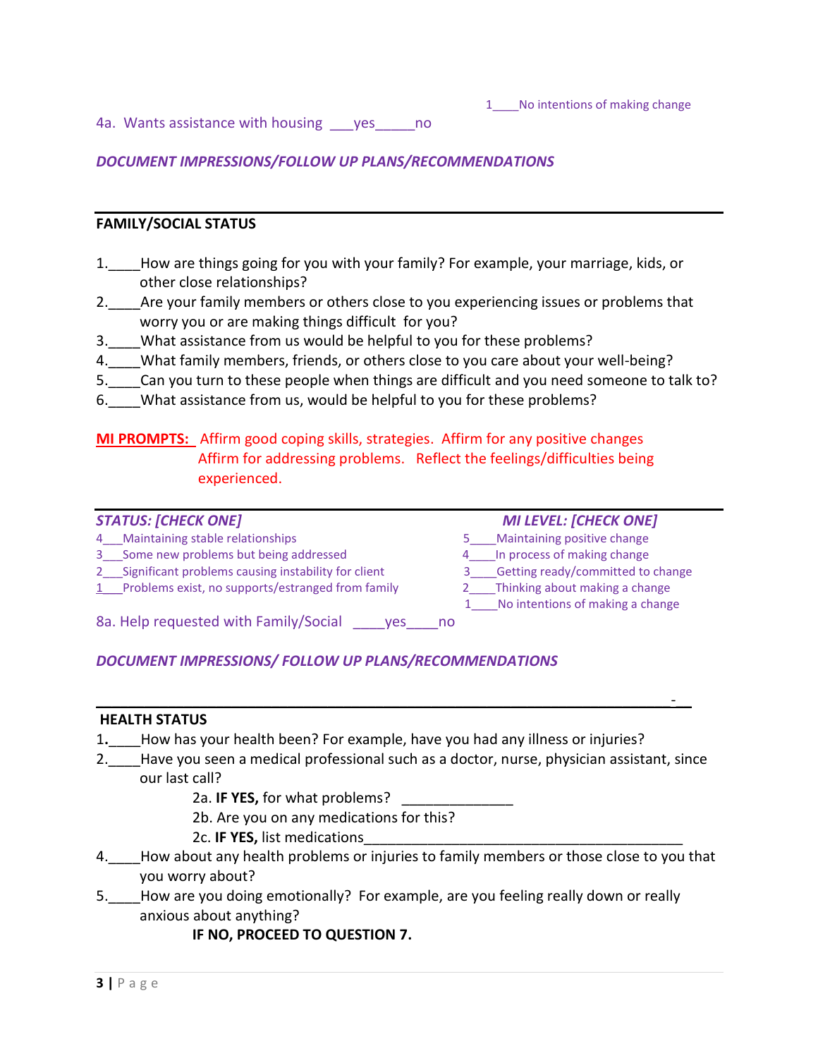1____No intentions of making change

4a. Wants assistance with housing ___yes_____no

***DOCUMENT IMPRESSIONS/FOLLOW UP PLANS/RECOMMENDATIONS***

---

**FAMILY/SOCIAL STATUS**

1.____How are things going for you with your family? For example, your marriage, kids, or other close relationships?
2.____Are your family members or others close to you experiencing issues or problems that worry you or are making things difficult for you?
3.____What assistance from us would be helpful to you for these problems?
4.____What family members, friends, or others close to you care about your well-being?
5.____Can you turn to these people when things are difficult and you need someone to talk to?
6.____What assistance from us, would be helpful to you for these problems?

**MI PROMPTS:** Affirm good coping skills, strategies. Affirm for any positive changes Affirm for addressing problems. Reflect the feelings/difficulties being experienced.

---

***STATUS: [CHECK ONE]***

4___Maintaining stable relationships
3___Some new problems but being addressed
2___Significant problems causing instability for client
1___Problems exist, no supports/estranged from family

***MI LEVEL: [CHECK ONE]***

5____Maintaining positive change
4____In process of making change
3____Getting ready/committed to change
2____Thinking about making a change
1____No intentions of making a change

8a. Help requested with Family/Social ____yes____no

***DOCUMENT IMPRESSIONS/ FOLLOW UP PLANS/RECOMMENDATIONS***

---

**HEALTH STATUS**

1.____How has your health been? For example, have you had any illness or injuries?
2.____Have you seen a medical professional such as a doctor, nurse, physician assistant, since our last call?
   - 2a. **IF YES,** for what problems? ______________
   - 2b. Are you on any medications for this?
   - 2c. **IF YES,** list medications__________________________________________
4.____How about any health problems or injuries to family members or those close to you that you worry about?
5.____How are you doing emotionally? For example, are you feeling really down or really anxious about anything?

   **IF NO, PROCEED TO QUESTION 7.**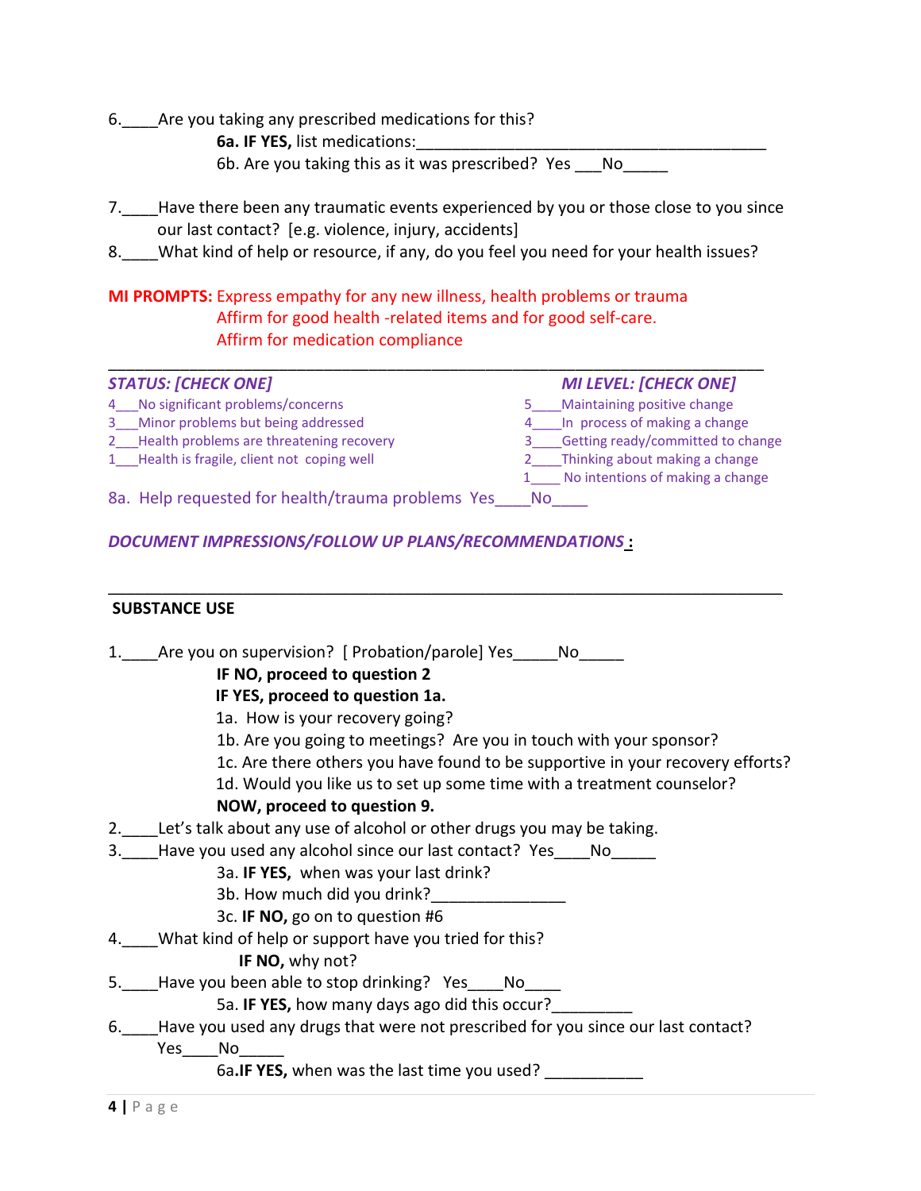6.____Are you taking any prescribed medications for this?

**6a. IF YES,** list medications:_________________________________________

6b. Are you taking this as it was prescribed? Yes ___No_____

7.____Have there been any traumatic events experienced by you or those close to you since our last contact? [e.g. violence, injury, accidents]

8.____What kind of help or resource, if any, do you feel you need for your health issues?

**MI PROMPTS:** Express empathy for any new illness, health problems or trauma
Affirm for good health -related items and for good self-care.
Affirm for medication compliance

---

***STATUS: [CHECK ONE]***

4___No significant problems/concerns
3___Minor problems but being addressed
2___Health problems are threatening recovery
1___Health is fragile, client not coping well

***MI LEVEL: [CHECK ONE]***

5____Maintaining positive change
4____In process of making a change
3____Getting ready/committed to change
2____Thinking about making a change
1____ No intentions of making a change

8a. Help requested for health/trauma problems Yes____No____

***DOCUMENT IMPRESSIONS/FOLLOW UP PLANS/RECOMMENDATIONS*:**

---

## SUBSTANCE USE

1.____Are you on supervision? [ Probation/parole] Yes_____No_____

**IF NO, proceed to question 2**

**IF YES, proceed to question 1a.**

1a. How is your recovery going?

1b. Are you going to meetings? Are you in touch with your sponsor?

1c. Are there others you have found to be supportive in your recovery efforts?

1d. Would you like us to set up some time with a treatment counselor?

**NOW, proceed to question 9.**

2.____Let's talk about any use of alcohol or other drugs you may be taking.

3.____Have you used any alcohol since our last contact? Yes____No_____

3a. **IF YES,** when was your last drink?

3b. How much did you drink?_______________

3c. **IF NO,** go on to question #6

4.____What kind of help or support have you tried for this?

**IF NO,** why not?

5.____Have you been able to stop drinking? Yes____No____

5a. **IF YES,** how many days ago did this occur?_________

6.____Have you used any drugs that were not prescribed for you since our last contact? Yes____No_____

6a.**IF YES,** when was the last time you used? ___________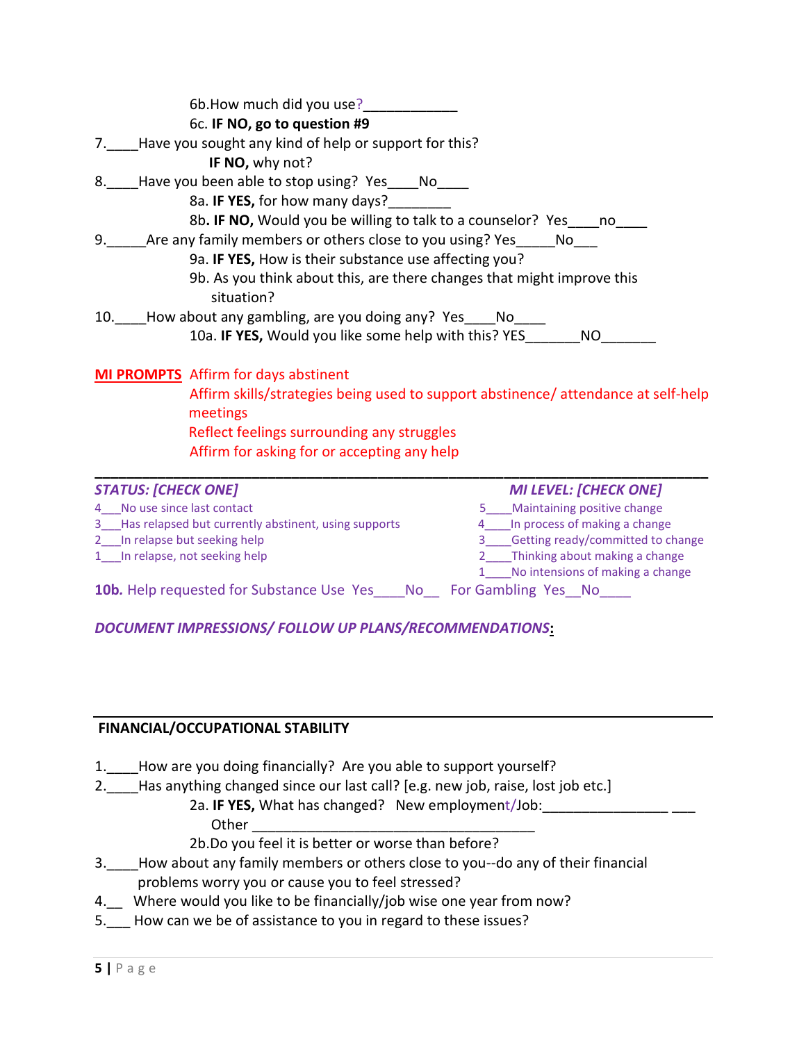6b. How much did you use?____________

6c. **IF NO, go to question #9**

7.____Have you sought any kind of help or support for this?

**IF NO,** why not?

8.____Have you been able to stop using? Yes____No____

8a. **IF YES,** for how many days?________

8b**. IF NO,** Would you be willing to talk to a counselor? Yes____no____

9._____Are any family members or others close to you using? Yes_____No___

9a. **IF YES,** How is their substance use affecting you?

9b. As you think about this, are there changes that might improve this situation?

10.____How about any gambling, are you doing any? Yes____No____

10a. **IF YES,** Would you like some help with this? YES_______NO_______

**MI PROMPTS** Affirm for days abstinent

Affirm skills/strategies being used to support abstinence/ attendance at self-help meetings

Reflect feelings surrounding any struggles

Affirm for asking for or accepting any help

---

***STATUS: [CHECK ONE]***

4___No use since last contact
3___Has relapsed but currently abstinent, using supports
2___In relapse but seeking help
1___In relapse, not seeking help

***MI LEVEL: [CHECK ONE]***

5____Maintaining positive change
4____In process of making a change
3____Getting ready/committed to change
2____Thinking about making a change
1____No intensions of making a change

**10b.** Help requested for Substance Use Yes____No__ For Gambling Yes__No____

***DOCUMENT IMPRESSIONS/ FOLLOW UP PLANS/RECOMMENDATIONS:***

---

**FINANCIAL/OCCUPATIONAL STABILITY**

1.____How are you doing financially? Are you able to support yourself?

2.____Has anything changed since our last call? [e.g. new job, raise, lost job etc.]

2a. **IF YES,** What has changed? New employment/Job:________________ ___
Other ______________________________________

2b. Do you feel it is better or worse than before?

3.____How about any family members or others close to you--do any of their financial problems worry you or cause you to feel stressed?

4.__ Where would you like to be financially/job wise one year from now?

5.___ How can we be of assistance to you in regard to these issues?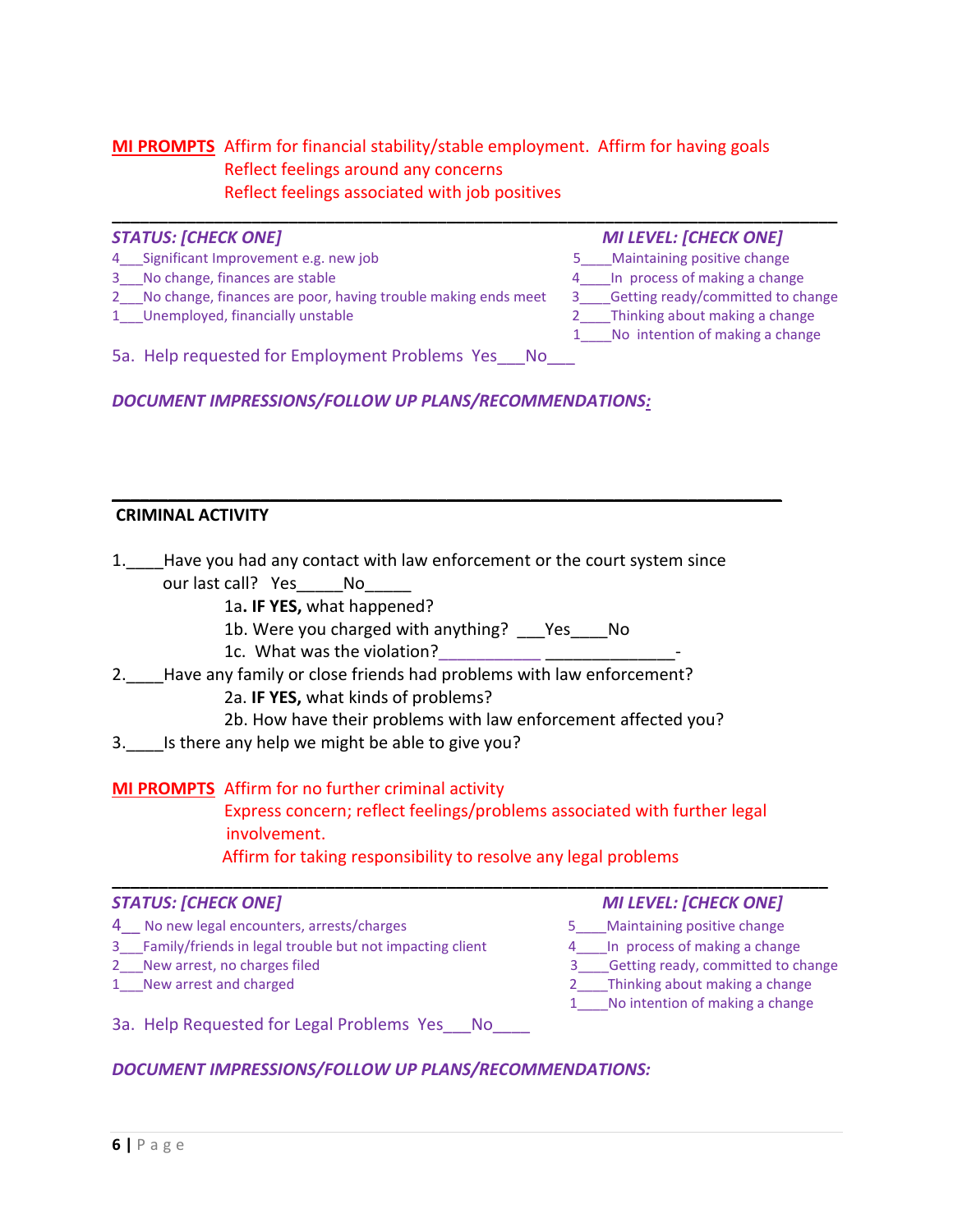**MI PROMPTS** Affirm for financial stability/stable employment. Affirm for having goals
Reflect feelings around any concerns
Reflect feelings associated with job positives

---

| *STATUS: [CHECK ONE]* | *MI LEVEL: [CHECK ONE]* |
|---|---|
| 4___Significant Improvement e.g. new job | 5____Maintaining positive change |
| 3___No change, finances are stable | 4____In process of making a change |
| 2___No change, finances are poor, having trouble making ends meet | 3____Getting ready/committed to change |
| 1___Unemployed, financially unstable | 2____Thinking about making a change |
| | 1____No intention of making a change |

5a. Help requested for Employment Problems Yes___No___

***DOCUMENT IMPRESSIONS/FOLLOW UP PLANS/RECOMMENDATIONS:***

---

**CRIMINAL ACTIVITY**

1.____Have you had any contact with law enforcement or the court system since our last call? Yes_____No_____
   - 1a**. IF YES,** what happened?
   - 1b. Were you charged with anything? ___Yes____No
   - 1c. What was the violation?___________ ______________-

2.____Have any family or close friends had problems with law enforcement?
   - 2a. **IF YES,** what kinds of problems?
   - 2b. How have their problems with law enforcement affected you?

3.____Is there any help we might be able to give you?

**MI PROMPTS** Affirm for no further criminal activity
Express concern; reflect feelings/problems associated with further legal involvement.
Affirm for taking responsibility to resolve any legal problems

---

| *STATUS: [CHECK ONE]* | *MI LEVEL: [CHECK ONE]* |
|---|---|
| 4__ No new legal encounters, arrests/charges | 5____Maintaining positive change |
| 3___Family/friends in legal trouble but not impacting client | 4____In process of making a change |
| 2___New arrest, no charges filed | 3____Getting ready, committed to change |
| 1___New arrest and charged | 2____Thinking about making a change |
| | 1____No intention of making a change |

3a. Help Requested for Legal Problems Yes___No____

***DOCUMENT IMPRESSIONS/FOLLOW UP PLANS/RECOMMENDATIONS:***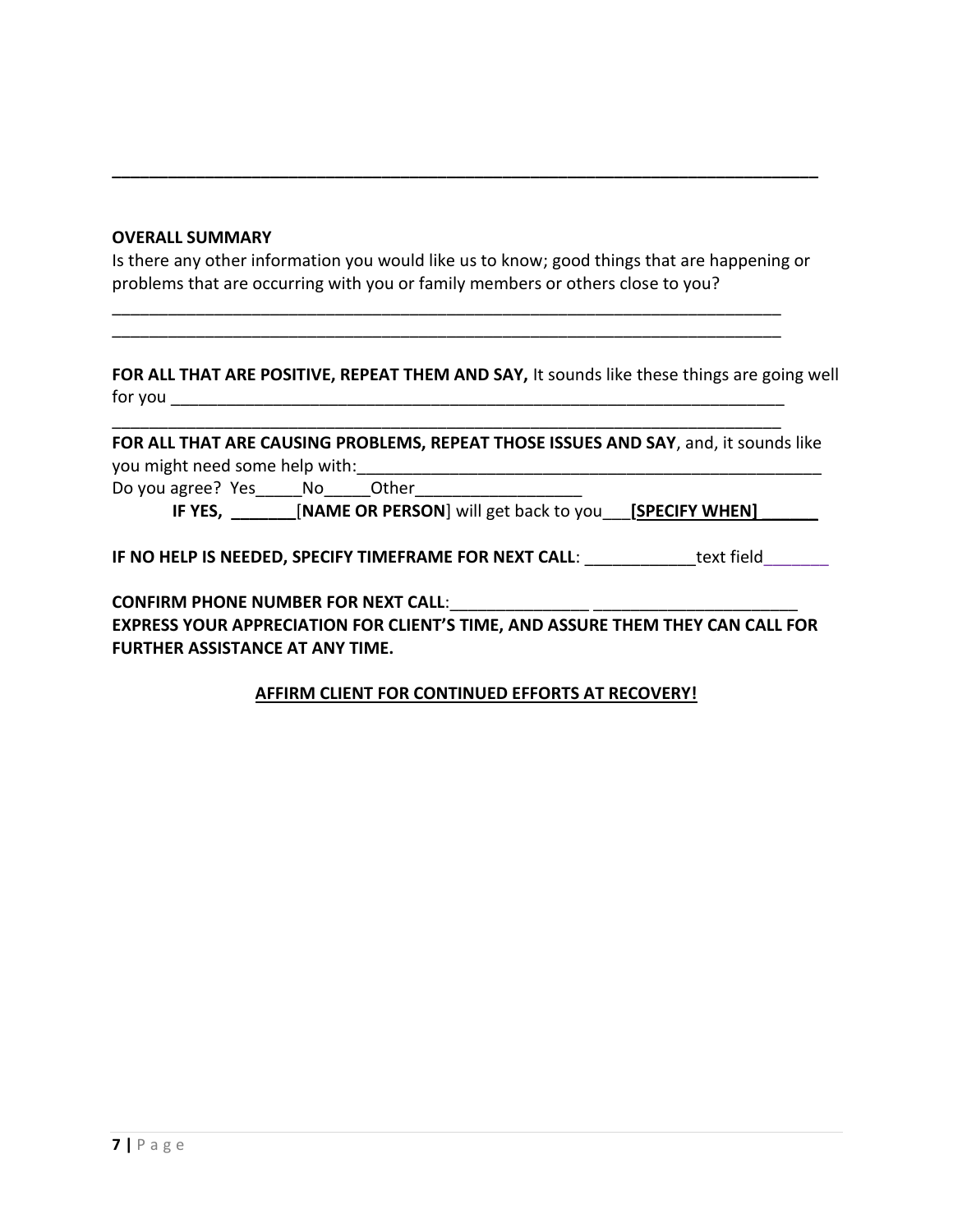___________________________________________________________________________

**OVERALL SUMMARY**

Is there any other information you would like us to know; good things that are happening or problems that are occurring with you or family members or others close to you?

___________________________________________________________________________
___________________________________________________________________________

**FOR ALL THAT ARE POSITIVE, REPEAT THEM AND SAY,** It sounds like these things are going well for you ___________________________________________________________________
___________________________________________________________________________

**FOR ALL THAT ARE CAUSING PROBLEMS, REPEAT THOSE ISSUES AND SAY**, and, it sounds like you might need some help with:___________________________________________________

Do you agree? Yes_____No_____Other__________________

**IF YES, _______**[**NAME OR PERSON**] will get back to you___**[SPECIFY WHEN] _______**

**IF NO HELP IS NEEDED, SPECIFY TIMEFRAME FOR NEXT CALL**: ____________text field_______

**CONFIRM PHONE NUMBER FOR NEXT CALL**:_______________ ______________________

**EXPRESS YOUR APPRECIATION FOR CLIENT'S TIME, AND ASSURE THEM THEY CAN CALL FOR FURTHER ASSISTANCE AT ANY TIME.**

**AFFIRM CLIENT FOR CONTINUED EFFORTS AT RECOVERY!**